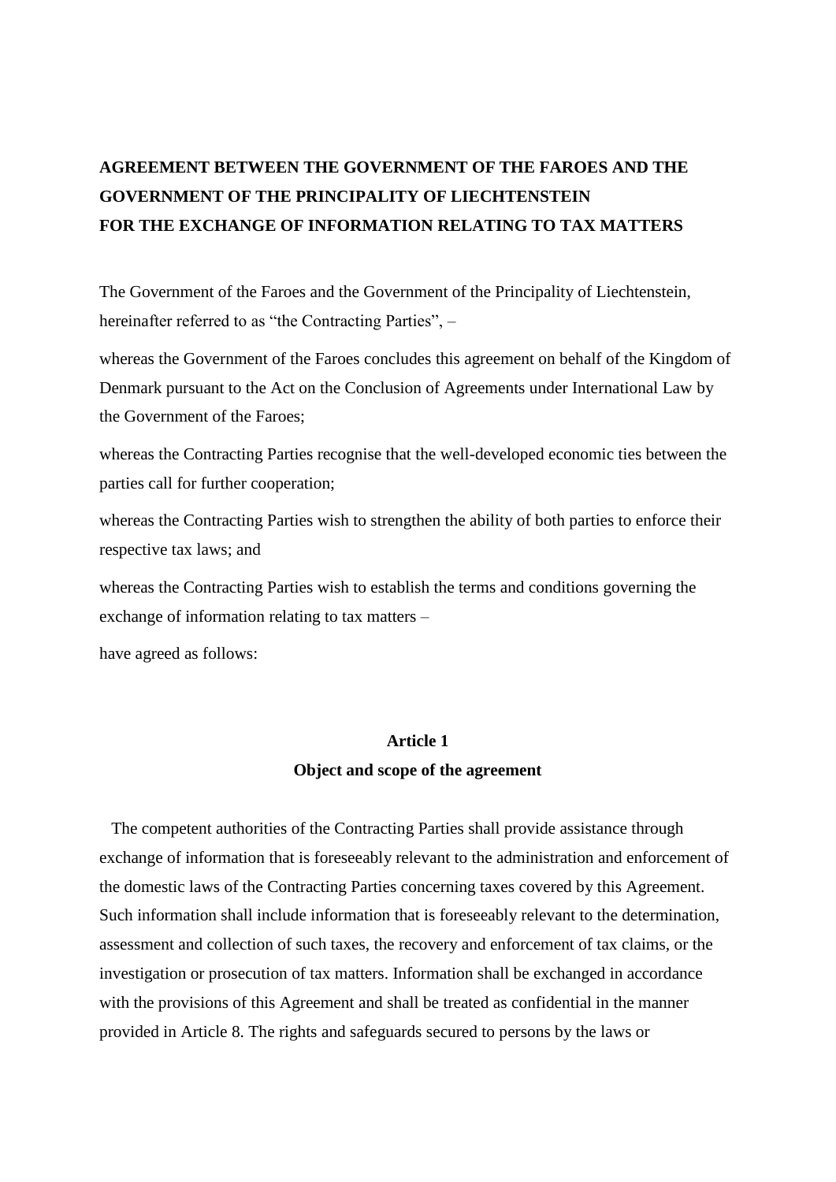# AGREEMENT BETWEEN THE GOVERNMENT OF THE FAROES AND THE GOVERNMENT OF THE PRINCIPALITY OF LIECHTENSTEIN FOR THE EXCHANGE OF INFORMATION RELATING TO TAX MATTERS

The Government of the Faroes and the Government of the Principality of Liechtenstein, hereinafter referred to as "the Contracting Parties", –

whereas the Government of the Faroes concludes this agreement on behalf of the Kingdom of Denmark pursuant to the Act on the Conclusion of Agreements under International Law by the Government of the Faroes;

whereas the Contracting Parties recognise that the well-developed economic ties between the parties call for further cooperation;

whereas the Contracting Parties wish to strengthen the ability of both parties to enforce their respective tax laws; and

whereas the Contracting Parties wish to establish the terms and conditions governing the exchange of information relating to tax matters –

have agreed as follows:

## Article 1
## Object and scope of the agreement

The competent authorities of the Contracting Parties shall provide assistance through exchange of information that is foreseeably relevant to the administration and enforcement of the domestic laws of the Contracting Parties concerning taxes covered by this Agreement. Such information shall include information that is foreseeably relevant to the determination, assessment and collection of such taxes, the recovery and enforcement of tax claims, or the investigation or prosecution of tax matters. Information shall be exchanged in accordance with the provisions of this Agreement and shall be treated as confidential in the manner provided in Article 8. The rights and safeguards secured to persons by the laws or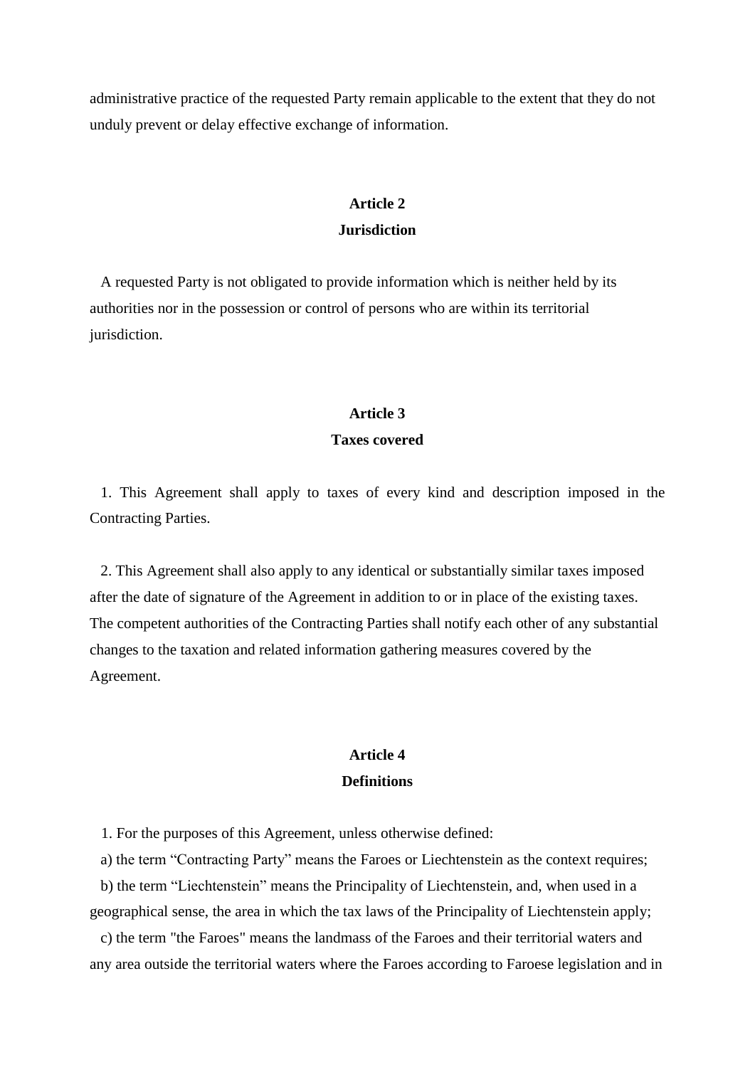administrative practice of the requested Party remain applicable to the extent that they do not unduly prevent or delay effective exchange of information.

## Article 2
## Jurisdiction

A requested Party is not obligated to provide information which is neither held by its authorities nor in the possession or control of persons who are within its territorial jurisdiction.

## Article 3
## Taxes covered

1. This Agreement shall apply to taxes of every kind and description imposed in the Contracting Parties.

2. This Agreement shall also apply to any identical or substantially similar taxes imposed after the date of signature of the Agreement in addition to or in place of the existing taxes. The competent authorities of the Contracting Parties shall notify each other of any substantial changes to the taxation and related information gathering measures covered by the Agreement.

## Article 4
## Definitions

1. For the purposes of this Agreement, unless otherwise defined:

a) the term "Contracting Party" means the Faroes or Liechtenstein as the context requires;

b) the term "Liechtenstein" means the Principality of Liechtenstein, and, when used in a geographical sense, the area in which the tax laws of the Principality of Liechtenstein apply;

c) the term "the Faroes" means the landmass of the Faroes and their territorial waters and any area outside the territorial waters where the Faroes according to Faroese legislation and in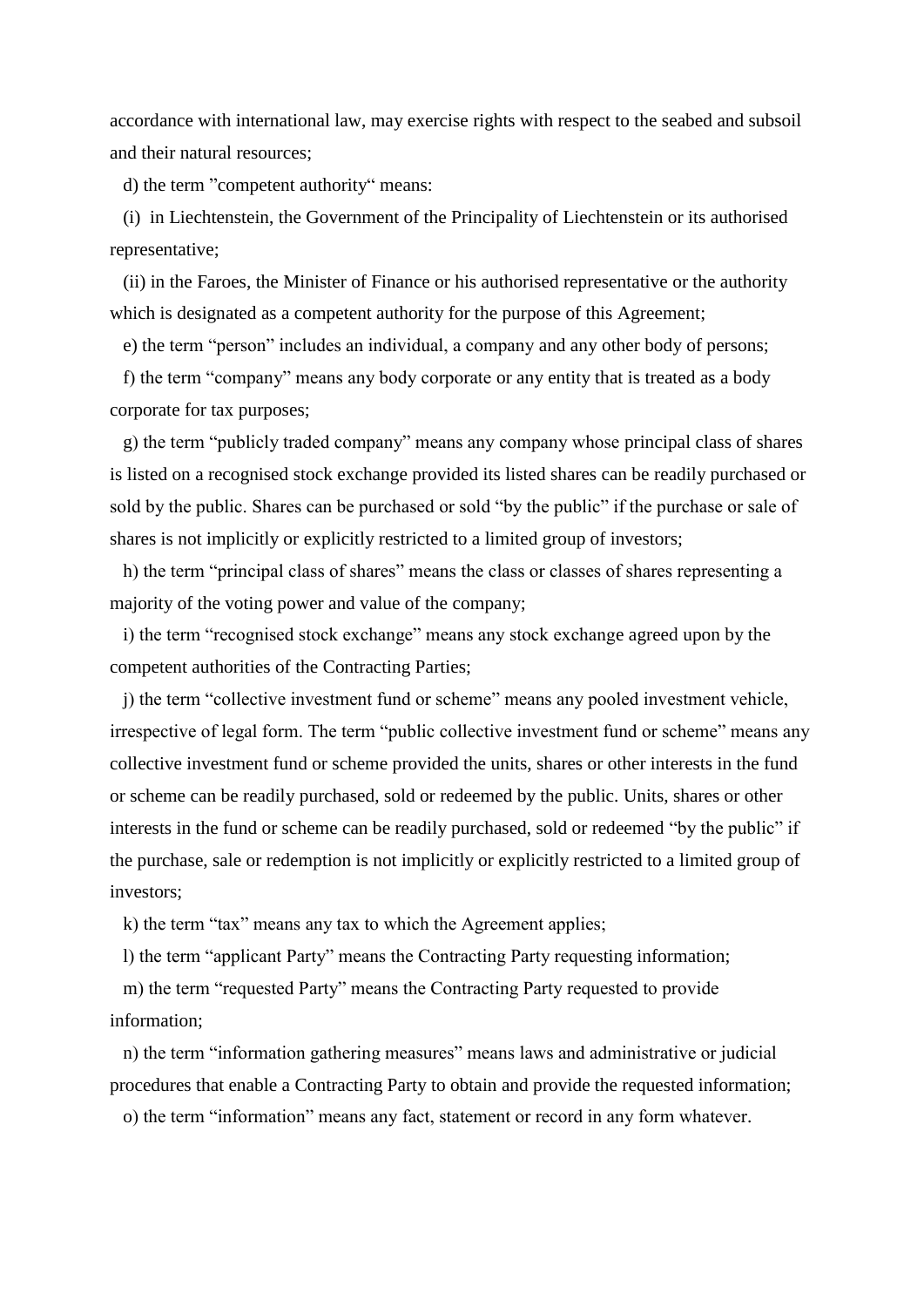accordance with international law, may exercise rights with respect to the seabed and subsoil and their natural resources;

d) the term ”competent authority“ means:

(i) in Liechtenstein, the Government of the Principality of Liechtenstein or its authorised representative;

(ii) in the Faroes, the Minister of Finance or his authorised representative or the authority which is designated as a competent authority for the purpose of this Agreement;

e) the term “person” includes an individual, a company and any other body of persons;

f) the term “company” means any body corporate or any entity that is treated as a body corporate for tax purposes;

g) the term “publicly traded company” means any company whose principal class of shares is listed on a recognised stock exchange provided its listed shares can be readily purchased or sold by the public. Shares can be purchased or sold “by the public” if the purchase or sale of shares is not implicitly or explicitly restricted to a limited group of investors;

h) the term “principal class of shares” means the class or classes of shares representing a majority of the voting power and value of the company;

i) the term “recognised stock exchange” means any stock exchange agreed upon by the competent authorities of the Contracting Parties;

j) the term “collective investment fund or scheme” means any pooled investment vehicle, irrespective of legal form. The term “public collective investment fund or scheme” means any collective investment fund or scheme provided the units, shares or other interests in the fund or scheme can be readily purchased, sold or redeemed by the public. Units, shares or other interests in the fund or scheme can be readily purchased, sold or redeemed “by the public” if the purchase, sale or redemption is not implicitly or explicitly restricted to a limited group of investors;

k) the term “tax” means any tax to which the Agreement applies;

l) the term “applicant Party” means the Contracting Party requesting information;

m) the term “requested Party” means the Contracting Party requested to provide information;

n) the term “information gathering measures” means laws and administrative or judicial procedures that enable a Contracting Party to obtain and provide the requested information;

o) the term “information” means any fact, statement or record in any form whatever.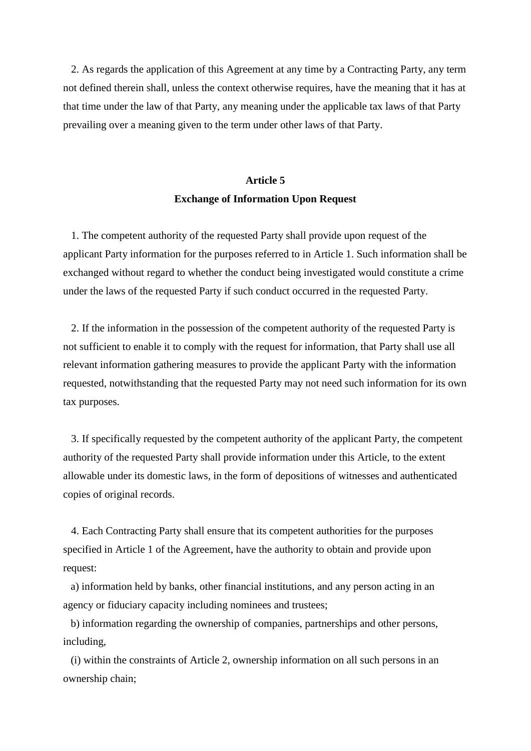2. As regards the application of this Agreement at any time by a Contracting Party, any term not defined therein shall, unless the context otherwise requires, have the meaning that it has at that time under the law of that Party, any meaning under the applicable tax laws of that Party prevailing over a meaning given to the term under other laws of that Party.

## Article 5
## Exchange of Information Upon Request

1. The competent authority of the requested Party shall provide upon request of the applicant Party information for the purposes referred to in Article 1. Such information shall be exchanged without regard to whether the conduct being investigated would constitute a crime under the laws of the requested Party if such conduct occurred in the requested Party.

2. If the information in the possession of the competent authority of the requested Party is not sufficient to enable it to comply with the request for information, that Party shall use all relevant information gathering measures to provide the applicant Party with the information requested, notwithstanding that the requested Party may not need such information for its own tax purposes.

3. If specifically requested by the competent authority of the applicant Party, the competent authority of the requested Party shall provide information under this Article, to the extent allowable under its domestic laws, in the form of depositions of witnesses and authenticated copies of original records.

4. Each Contracting Party shall ensure that its competent authorities for the purposes specified in Article 1 of the Agreement, have the authority to obtain and provide upon request:

a) information held by banks, other financial institutions, and any person acting in an agency or fiduciary capacity including nominees and trustees;

b) information regarding the ownership of companies, partnerships and other persons, including,

(i) within the constraints of Article 2, ownership information on all such persons in an ownership chain;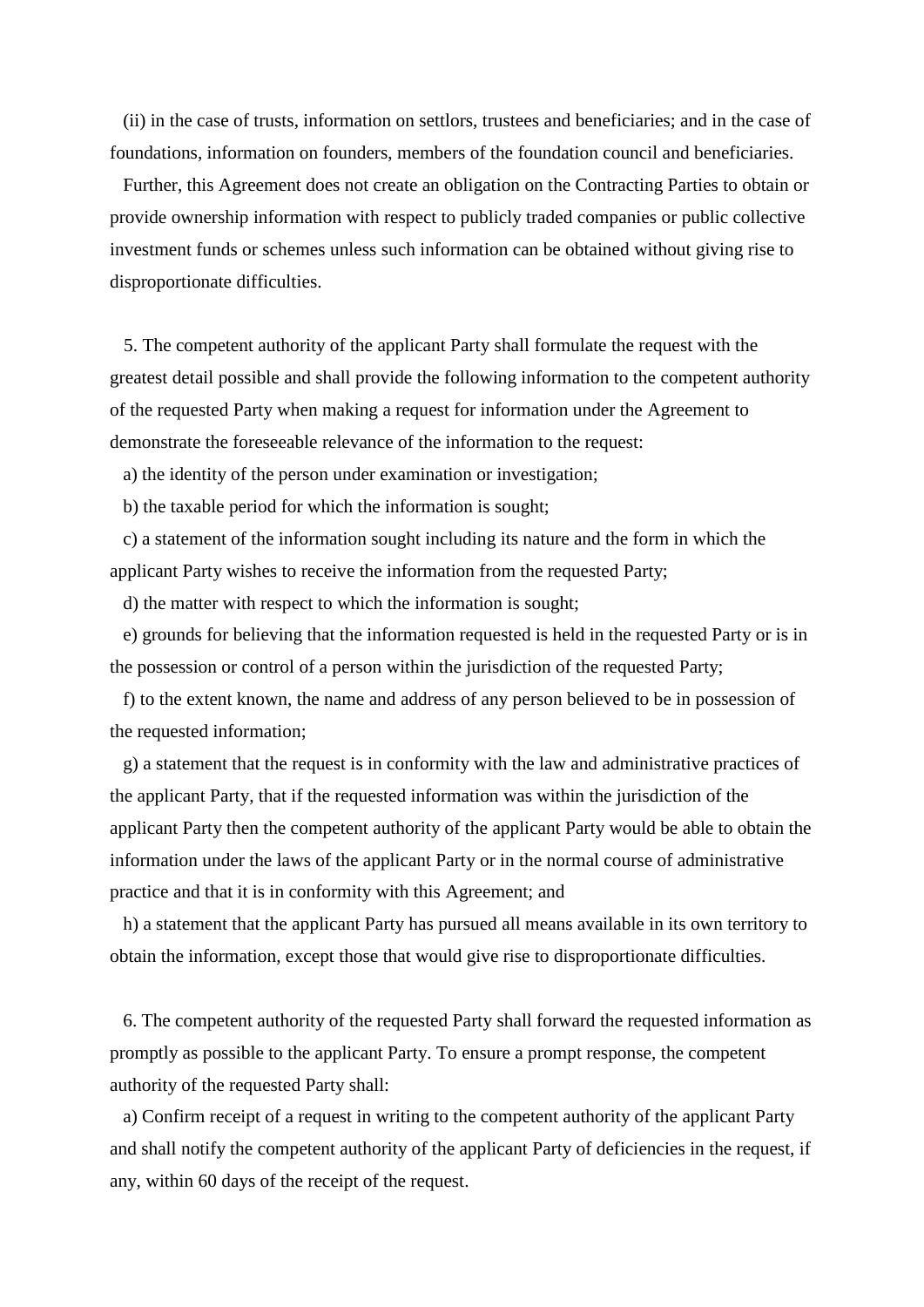(ii) in the case of trusts, information on settlors, trustees and beneficiaries; and in the case of foundations, information on founders, members of the foundation council and beneficiaries.

Further, this Agreement does not create an obligation on the Contracting Parties to obtain or provide ownership information with respect to publicly traded companies or public collective investment funds or schemes unless such information can be obtained without giving rise to disproportionate difficulties.

5. The competent authority of the applicant Party shall formulate the request with the greatest detail possible and shall provide the following information to the competent authority of the requested Party when making a request for information under the Agreement to demonstrate the foreseeable relevance of the information to the request:

a) the identity of the person under examination or investigation;

b) the taxable period for which the information is sought;

c) a statement of the information sought including its nature and the form in which the applicant Party wishes to receive the information from the requested Party;

d) the matter with respect to which the information is sought;

e) grounds for believing that the information requested is held in the requested Party or is in the possession or control of a person within the jurisdiction of the requested Party;

f) to the extent known, the name and address of any person believed to be in possession of the requested information;

g) a statement that the request is in conformity with the law and administrative practices of the applicant Party, that if the requested information was within the jurisdiction of the applicant Party then the competent authority of the applicant Party would be able to obtain the information under the laws of the applicant Party or in the normal course of administrative practice and that it is in conformity with this Agreement; and

h) a statement that the applicant Party has pursued all means available in its own territory to obtain the information, except those that would give rise to disproportionate difficulties.

6. The competent authority of the requested Party shall forward the requested information as promptly as possible to the applicant Party. To ensure a prompt response, the competent authority of the requested Party shall:

a) Confirm receipt of a request in writing to the competent authority of the applicant Party and shall notify the competent authority of the applicant Party of deficiencies in the request, if any, within 60 days of the receipt of the request.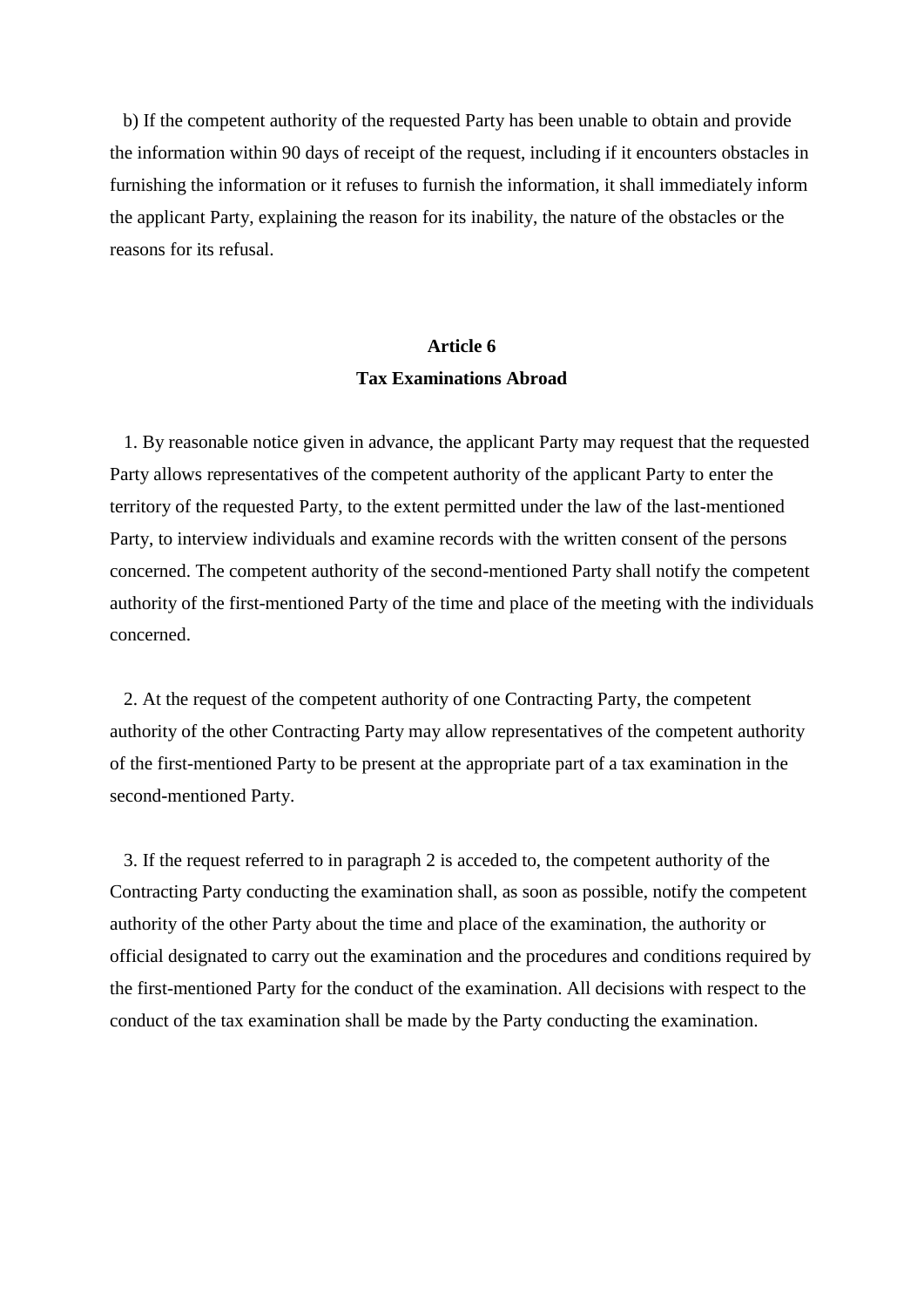b) If the competent authority of the requested Party has been unable to obtain and provide the information within 90 days of receipt of the request, including if it encounters obstacles in furnishing the information or it refuses to furnish the information, it shall immediately inform the applicant Party, explaining the reason for its inability, the nature of the obstacles or the reasons for its refusal.

## Article 6
## Tax Examinations Abroad

1. By reasonable notice given in advance, the applicant Party may request that the requested Party allows representatives of the competent authority of the applicant Party to enter the territory of the requested Party, to the extent permitted under the law of the last-mentioned Party, to interview individuals and examine records with the written consent of the persons concerned. The competent authority of the second-mentioned Party shall notify the competent authority of the first-mentioned Party of the time and place of the meeting with the individuals concerned.

2. At the request of the competent authority of one Contracting Party, the competent authority of the other Contracting Party may allow representatives of the competent authority of the first-mentioned Party to be present at the appropriate part of a tax examination in the second-mentioned Party.

3. If the request referred to in paragraph 2 is acceded to, the competent authority of the Contracting Party conducting the examination shall, as soon as possible, notify the competent authority of the other Party about the time and place of the examination, the authority or official designated to carry out the examination and the procedures and conditions required by the first-mentioned Party for the conduct of the examination. All decisions with respect to the conduct of the tax examination shall be made by the Party conducting the examination.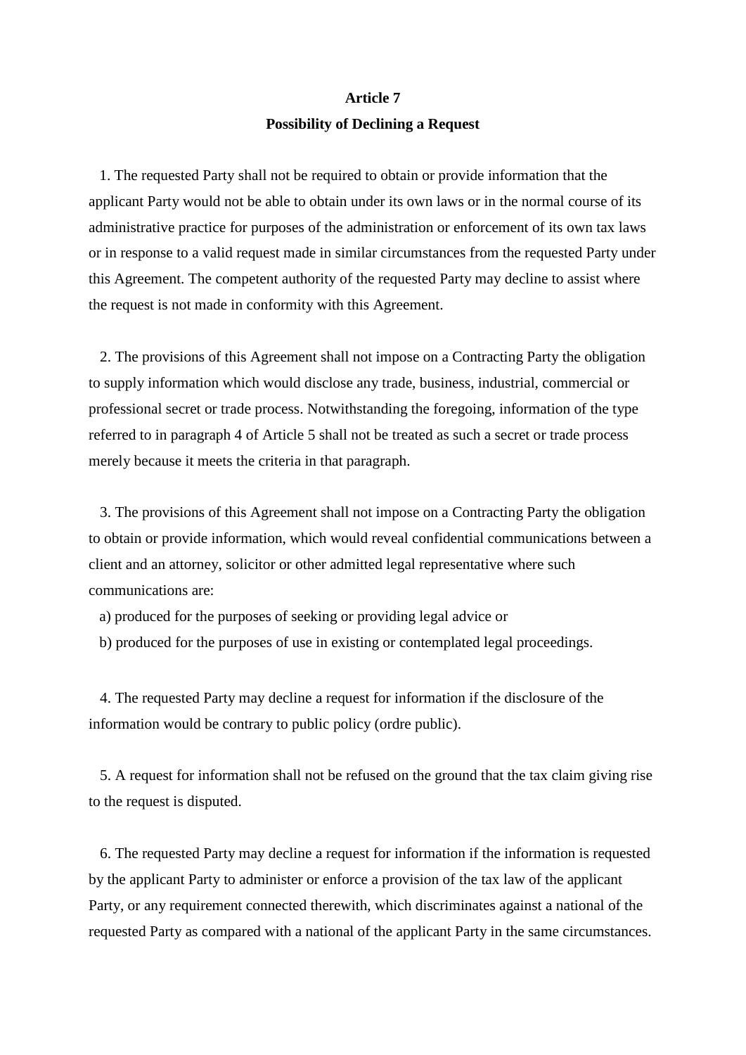**Article 7**

**Possibility of Declining a Request**

1. The requested Party shall not be required to obtain or provide information that the applicant Party would not be able to obtain under its own laws or in the normal course of its administrative practice for purposes of the administration or enforcement of its own tax laws or in response to a valid request made in similar circumstances from the requested Party under this Agreement. The competent authority of the requested Party may decline to assist where the request is not made in conformity with this Agreement.

2. The provisions of this Agreement shall not impose on a Contracting Party the obligation to supply information which would disclose any trade, business, industrial, commercial or professional secret or trade process. Notwithstanding the foregoing, information of the type referred to in paragraph 4 of Article 5 shall not be treated as such a secret or trade process merely because it meets the criteria in that paragraph.

3. The provisions of this Agreement shall not impose on a Contracting Party the obligation to obtain or provide information, which would reveal confidential communications between a client and an attorney, solicitor or other admitted legal representative where such communications are:

a) produced for the purposes of seeking or providing legal advice or

b) produced for the purposes of use in existing or contemplated legal proceedings.

4. The requested Party may decline a request for information if the disclosure of the information would be contrary to public policy (ordre public).

5. A request for information shall not be refused on the ground that the tax claim giving rise to the request is disputed.

6. The requested Party may decline a request for information if the information is requested by the applicant Party to administer or enforce a provision of the tax law of the applicant Party, or any requirement connected therewith, which discriminates against a national of the requested Party as compared with a national of the applicant Party in the same circumstances.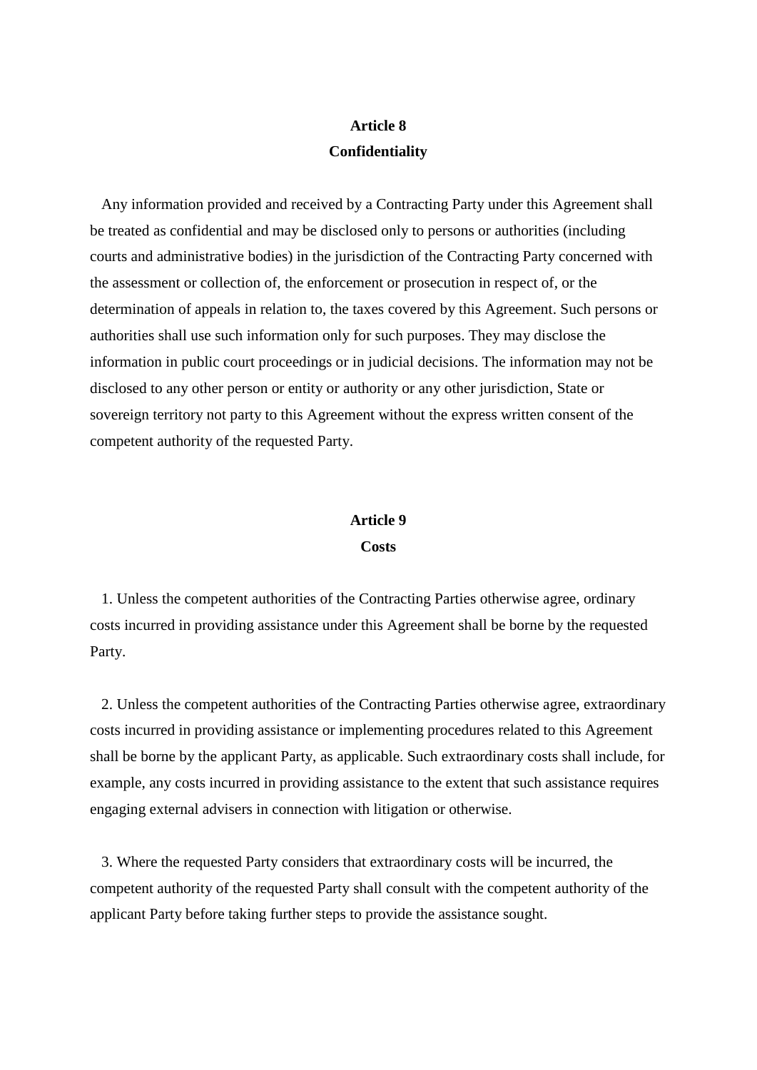## Article 8
## Confidentiality

Any information provided and received by a Contracting Party under this Agreement shall be treated as confidential and may be disclosed only to persons or authorities (including courts and administrative bodies) in the jurisdiction of the Contracting Party concerned with the assessment or collection of, the enforcement or prosecution in respect of, or the determination of appeals in relation to, the taxes covered by this Agreement. Such persons or authorities shall use such information only for such purposes. They may disclose the information in public court proceedings or in judicial decisions. The information may not be disclosed to any other person or entity or authority or any other jurisdiction, State or sovereign territory not party to this Agreement without the express written consent of the competent authority of the requested Party.

## Article 9
## Costs

1. Unless the competent authorities of the Contracting Parties otherwise agree, ordinary costs incurred in providing assistance under this Agreement shall be borne by the requested Party.

2. Unless the competent authorities of the Contracting Parties otherwise agree, extraordinary costs incurred in providing assistance or implementing procedures related to this Agreement shall be borne by the applicant Party, as applicable. Such extraordinary costs shall include, for example, any costs incurred in providing assistance to the extent that such assistance requires engaging external advisers in connection with litigation or otherwise.

3. Where the requested Party considers that extraordinary costs will be incurred, the competent authority of the requested Party shall consult with the competent authority of the applicant Party before taking further steps to provide the assistance sought.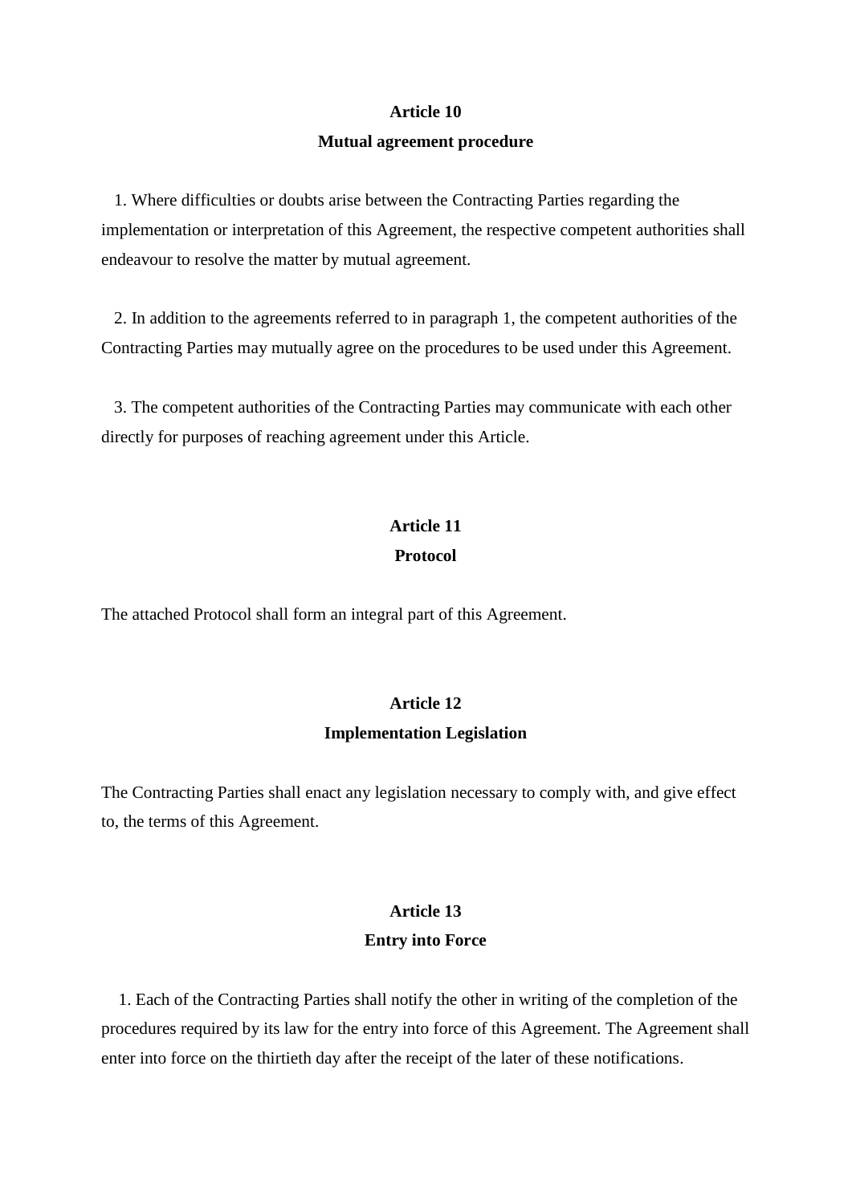**Article 10**

**Mutual agreement procedure**

1. Where difficulties or doubts arise between the Contracting Parties regarding the implementation or interpretation of this Agreement, the respective competent authorities shall endeavour to resolve the matter by mutual agreement.

2. In addition to the agreements referred to in paragraph 1, the competent authorities of the Contracting Parties may mutually agree on the procedures to be used under this Agreement.

3. The competent authorities of the Contracting Parties may communicate with each other directly for purposes of reaching agreement under this Article.

**Article 11**

**Protocol**

The attached Protocol shall form an integral part of this Agreement.

**Article 12**

**Implementation Legislation**

The Contracting Parties shall enact any legislation necessary to comply with, and give effect to, the terms of this Agreement.

**Article 13**

**Entry into Force**

1. Each of the Contracting Parties shall notify the other in writing of the completion of the procedures required by its law for the entry into force of this Agreement. The Agreement shall enter into force on the thirtieth day after the receipt of the later of these notifications.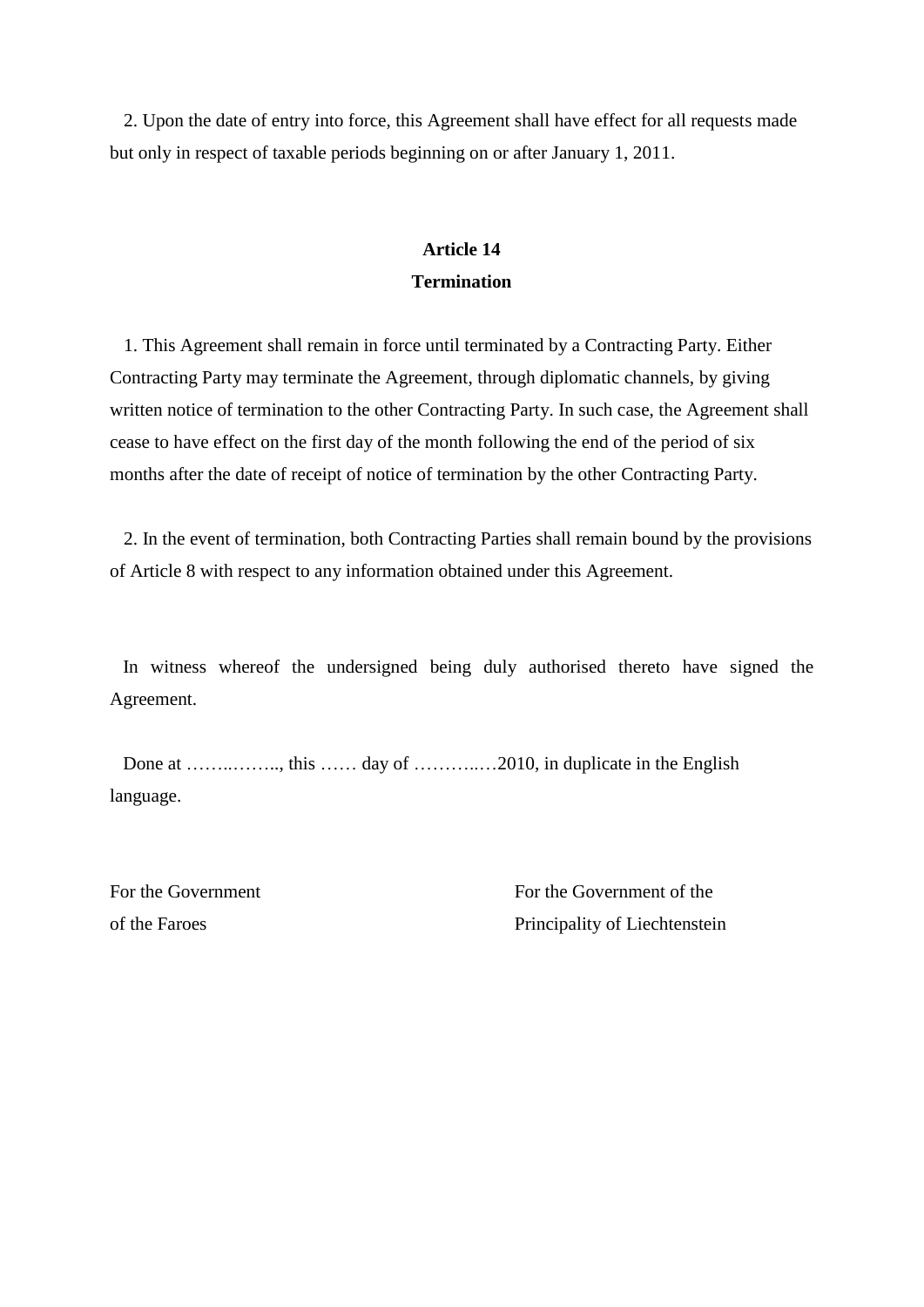2. Upon the date of entry into force, this Agreement shall have effect for all requests made but only in respect of taxable periods beginning on or after January 1, 2011.

## Article 14
## Termination

1. This Agreement shall remain in force until terminated by a Contracting Party. Either Contracting Party may terminate the Agreement, through diplomatic channels, by giving written notice of termination to the other Contracting Party. In such case, the Agreement shall cease to have effect on the first day of the month following the end of the period of six months after the date of receipt of notice of termination by the other Contracting Party.

2. In the event of termination, both Contracting Parties shall remain bound by the provisions of Article 8 with respect to any information obtained under this Agreement.

In witness whereof the undersigned being duly authorised thereto have signed the Agreement.

Done at ……..…….., this …… day of ………..…2010, in duplicate in the English language.

For the Government
of the Faroes

For the Government of the
Principality of Liechtenstein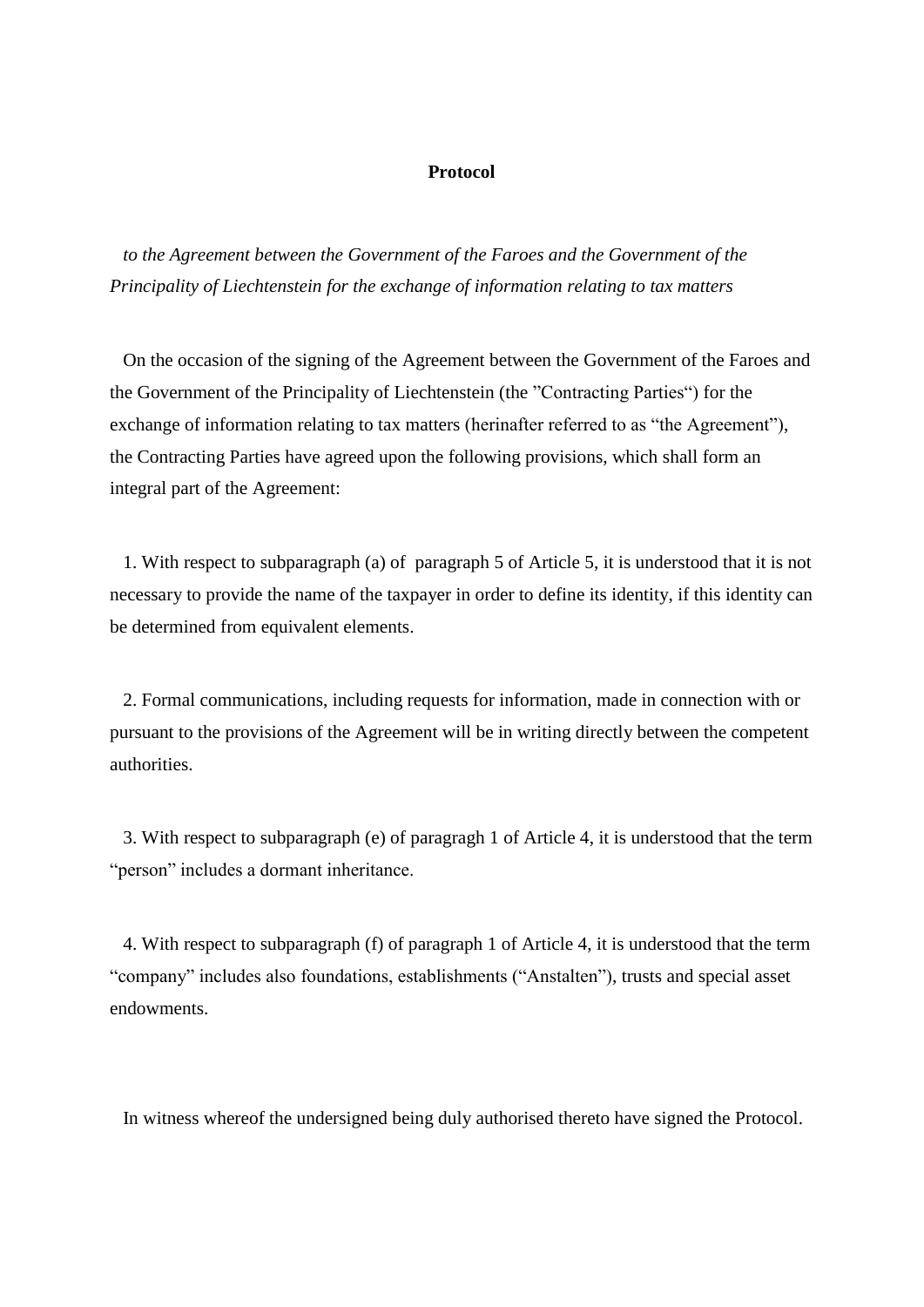# Protocol

*to the Agreement between the Government of the Faroes and the Government of the Principality of Liechtenstein for the exchange of information relating to tax matters*

On the occasion of the signing of the Agreement between the Government of the Faroes and the Government of the Principality of Liechtenstein (the "Contracting Parties") for the exchange of information relating to tax matters (herinafter referred to as "the Agreement"), the Contracting Parties have agreed upon the following provisions, which shall form an integral part of the Agreement:

1. With respect to subparagraph (a) of paragraph 5 of Article 5, it is understood that it is not necessary to provide the name of the taxpayer in order to define its identity, if this identity can be determined from equivalent elements.

2. Formal communications, including requests for information, made in connection with or pursuant to the provisions of the Agreement will be in writing directly between the competent authorities.

3. With respect to subparagraph (e) of paragragh 1 of Article 4, it is understood that the term "person" includes a dormant inheritance.

4. With respect to subparagraph (f) of paragraph 1 of Article 4, it is understood that the term "company" includes also foundations, establishments ("Anstalten"), trusts and special asset endowments.

In witness whereof the undersigned being duly authorised thereto have signed the Protocol.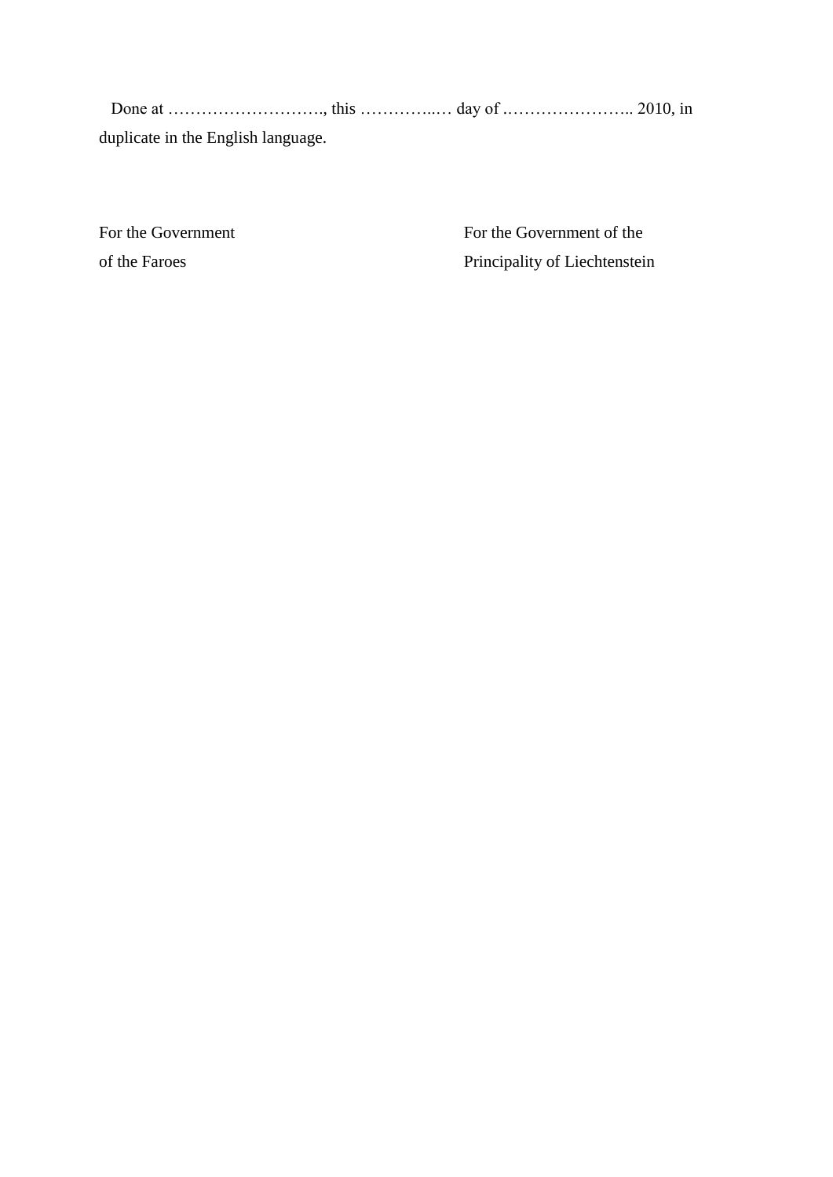Done at ………………………., this …………..… day of .………………….. 2010, in duplicate in the English language.

| | |
| --- | --- |
| For the Government | For the Government of the |
| of the Faroes | Principality of Liechtenstein |